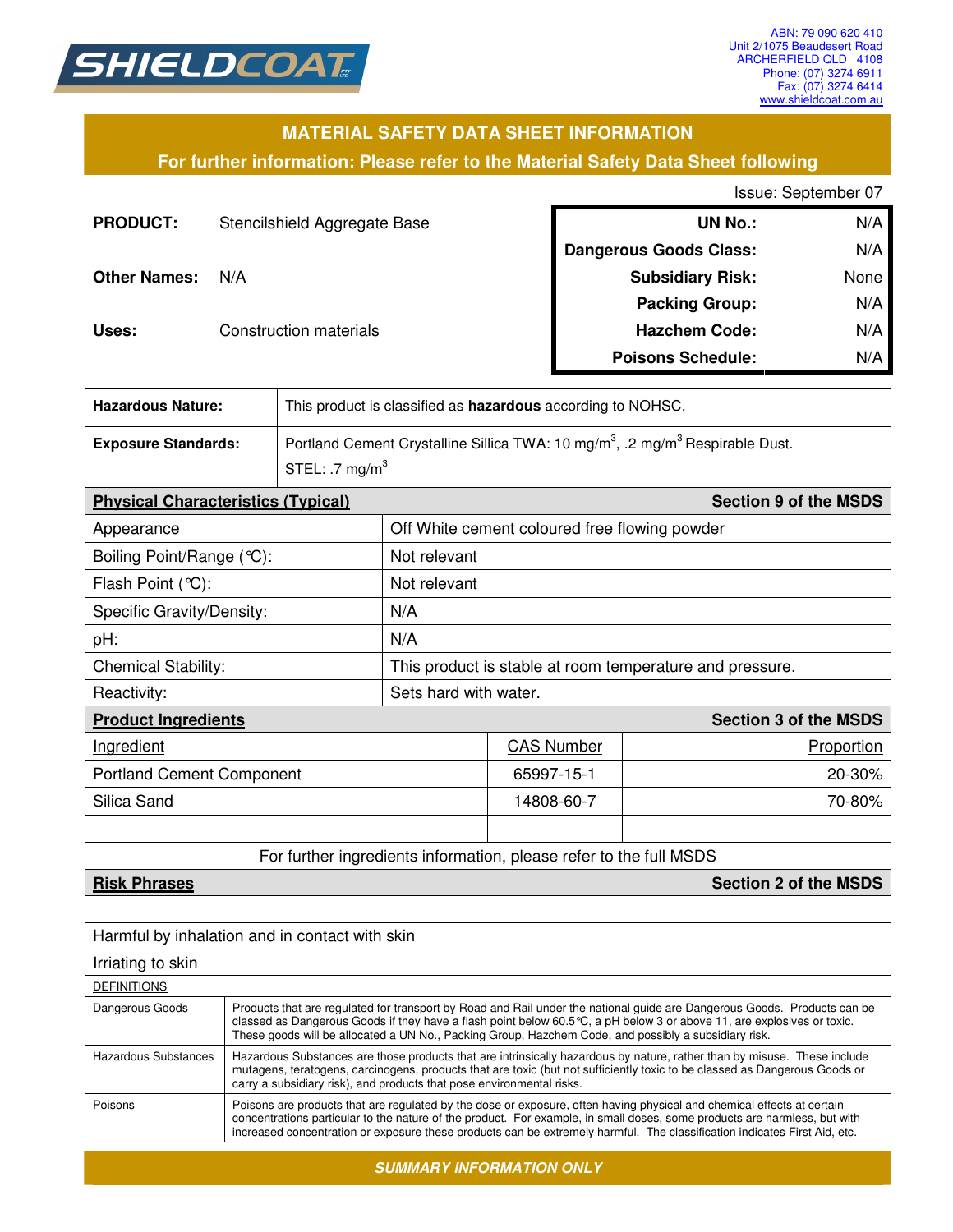SHIELDCOAT

ABN: 79 090 620 410
Unit 2/1075 Beaudesert Road
ARCHERFIELD QLD 4108
Phone: (07) 3274 6911
Fax: (07) 3274 6414
www.shieldcoat.com.au

# MATERIAL SAFETY DATA SHEET INFORMATION

## For further information: Please refer to the Material Safety Data Sheet following

Issue: September 07

**PRODUCT:** Stencilshield Aggregate Base

**Other Names:** N/A

**Uses:** Construction materials

| | |
|---|---|
| **UN No.:** | N/A |
| **Dangerous Goods Class:** | N/A |
| **Subsidiary Risk:** | None |
| **Packing Group:** | N/A |
| **Hazchem Code:** | N/A |
| **Poisons Schedule:** | N/A |

| | |
|---|---|
| **Hazardous Nature:** | This product is classified as **hazardous** according to NOHSC. |
| **Exposure Standards:** | Portland Cement Crystalline Silica TWA: 10 mg/m$^3$, .2 mg/m$^3$ Respirable Dust. STEL: .7 mg/m$^3$ |

| **Physical Characteristics (Typical)** | **Section 9 of the MSDS** |
|---|---|
| Appearance | Off White cement coloured free flowing powder |
| Boiling Point/Range (℃): | Not relevant |
| Flash Point (℃): | Not relevant |
| Specific Gravity/Density: | N/A |
| pH: | N/A |
| Chemical Stability: | This product is stable at room temperature and pressure. |
| Reactivity: | Sets hard with water. |

**Product Ingredients** — **Section 3 of the MSDS**

| Ingredient | CAS Number | Proportion |
|---|---|---|
| Portland Cement Component | 65997-15-1 | 20-30% |
| Silica Sand | 14808-60-7 | 70-80% |
| | | |

For further ingredients information, please refer to the full MSDS

**Risk Phrases** — **Section 2 of the MSDS**

Harmful by inhalation and in contact with skin

Irriating to skin

DEFINITIONS

| | |
|---|---|
| Dangerous Goods | Products that are regulated for transport by Road and Rail under the national guide are Dangerous Goods. Products can be classed as Dangerous Goods if they have a flash point below 60.5℃, a pH below 3 or above 11, are explosives or toxic. These goods will be allocated a UN No., Packing Group, Hazchem Code, and possibly a subsidiary risk. |
| Hazardous Substances | Hazardous Substances are those products that are intrinsically hazardous by nature, rather than by misuse. These include mutagens, teratogens, carcinogens, products that are toxic (but not sufficiently toxic to be classed as Dangerous Goods or carry a subsidiary risk), and products that pose environmental risks. |
| Poisons | Poisons are products that are regulated by the dose or exposure, often having physical and chemical effects at certain concentrations particular to the nature of the product. For example, in small doses, some products are harmless, but with increased concentration or exposure these products can be extremely harmful. The classification indicates First Aid, etc. |

***SUMMARY INFORMATION ONLY***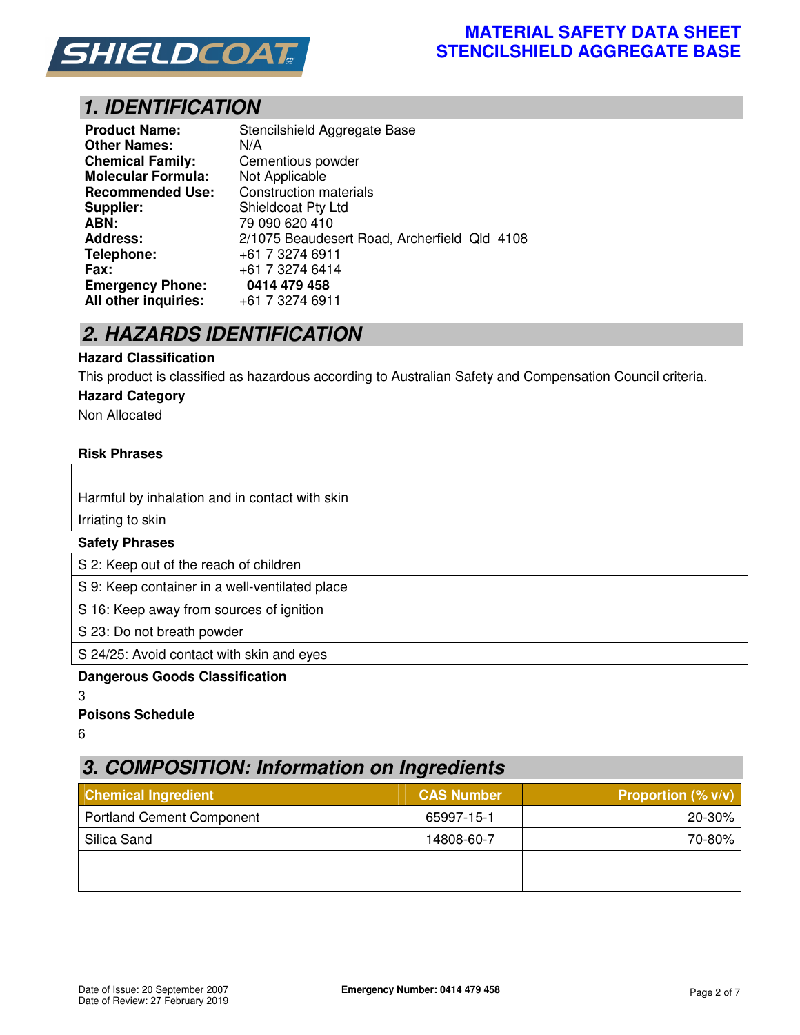# 1. IDENTIFICATION

| | |
|---|---|
| **Product Name:** | Stencilshield Aggregate Base |
| **Other Names:** | N/A |
| **Chemical Family:** | Cementious powder |
| **Molecular Formula:** | Not Applicable |
| **Recommended Use:** | Construction materials |
| **Supplier:** | Shieldcoat Pty Ltd |
| **ABN:** | 79 090 620 410 |
| **Address:** | 2/1075 Beaudesert Road, Archerfield Qld 4108 |
| **Telephone:** | +61 7 3274 6911 |
| **Fax:** | +61 7 3274 6414 |
| **Emergency Phone:** | **0414 479 458** |
| **All other inquiries:** | +61 7 3274 6911 |

# 2. HAZARDS IDENTIFICATION

**Hazard Classification**

This product is classified as hazardous according to Australian Safety and Compensation Council criteria.

**Hazard Category**

Non Allocated

**Risk Phrases**

| |
|---|
| Harmful by inhalation and in contact with skin |
| Irriating to skin |

**Safety Phrases**

| |
|---|
| S 2: Keep out of the reach of children |
| S 9: Keep container in a well-ventilated place |
| S 16: Keep away from sources of ignition |
| S 23: Do not breath powder |
| S 24/25: Avoid contact with skin and eyes |

**Dangerous Goods Classification**

3

**Poisons Schedule**

6

# 3. COMPOSITION: Information on Ingredients

| Chemical Ingredient | CAS Number | Proportion (% v/v) |
|---|---|---|
| Portland Cement Component | 65997-15-1 | 20-30% |
| Silica Sand | 14808-60-7 | 70-80% |
| | | |

Date of Issue: 20 September 2007
Date of Review: 27 February 2019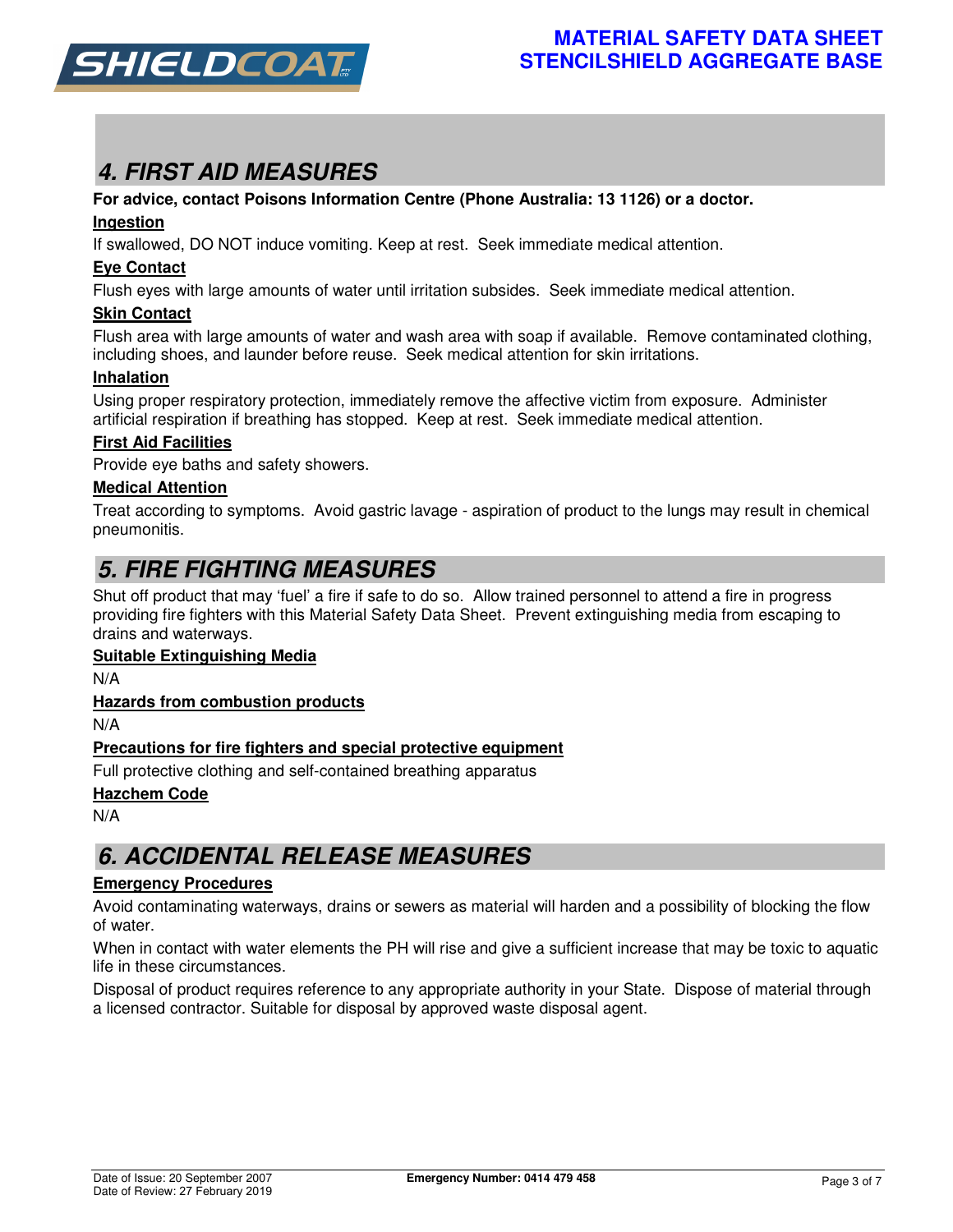## 4. FIRST AID MEASURES

**For advice, contact Poisons Information Centre (Phone Australia: 13 1126) or a doctor.**

**Ingestion**

If swallowed, DO NOT induce vomiting. Keep at rest. Seek immediate medical attention.

**Eye Contact**

Flush eyes with large amounts of water until irritation subsides. Seek immediate medical attention.

**Skin Contact**

Flush area with large amounts of water and wash area with soap if available. Remove contaminated clothing, including shoes, and launder before reuse. Seek medical attention for skin irritations.

**Inhalation**

Using proper respiratory protection, immediately remove the affective victim from exposure. Administer artificial respiration if breathing has stopped. Keep at rest. Seek immediate medical attention.

**First Aid Facilities**

Provide eye baths and safety showers.

**Medical Attention**

Treat according to symptoms. Avoid gastric lavage - aspiration of product to the lungs may result in chemical pneumonitis.

## 5. FIRE FIGHTING MEASURES

Shut off product that may 'fuel' a fire if safe to do so. Allow trained personnel to attend a fire in progress providing fire fighters with this Material Safety Data Sheet. Prevent extinguishing media from escaping to drains and waterways.

**Suitable Extinguishing Media**

N/A

**Hazards from combustion products**

N/A

**Precautions for fire fighters and special protective equipment**

Full protective clothing and self-contained breathing apparatus

**Hazchem Code**

N/A

## 6. ACCIDENTAL RELEASE MEASURES

**Emergency Procedures**

Avoid contaminating waterways, drains or sewers as material will harden and a possibility of blocking the flow of water.

When in contact with water elements the PH will rise and give a sufficient increase that may be toxic to aquatic life in these circumstances.

Disposal of product requires reference to any appropriate authority in your State. Dispose of material through a licensed contractor. Suitable for disposal by approved waste disposal agent.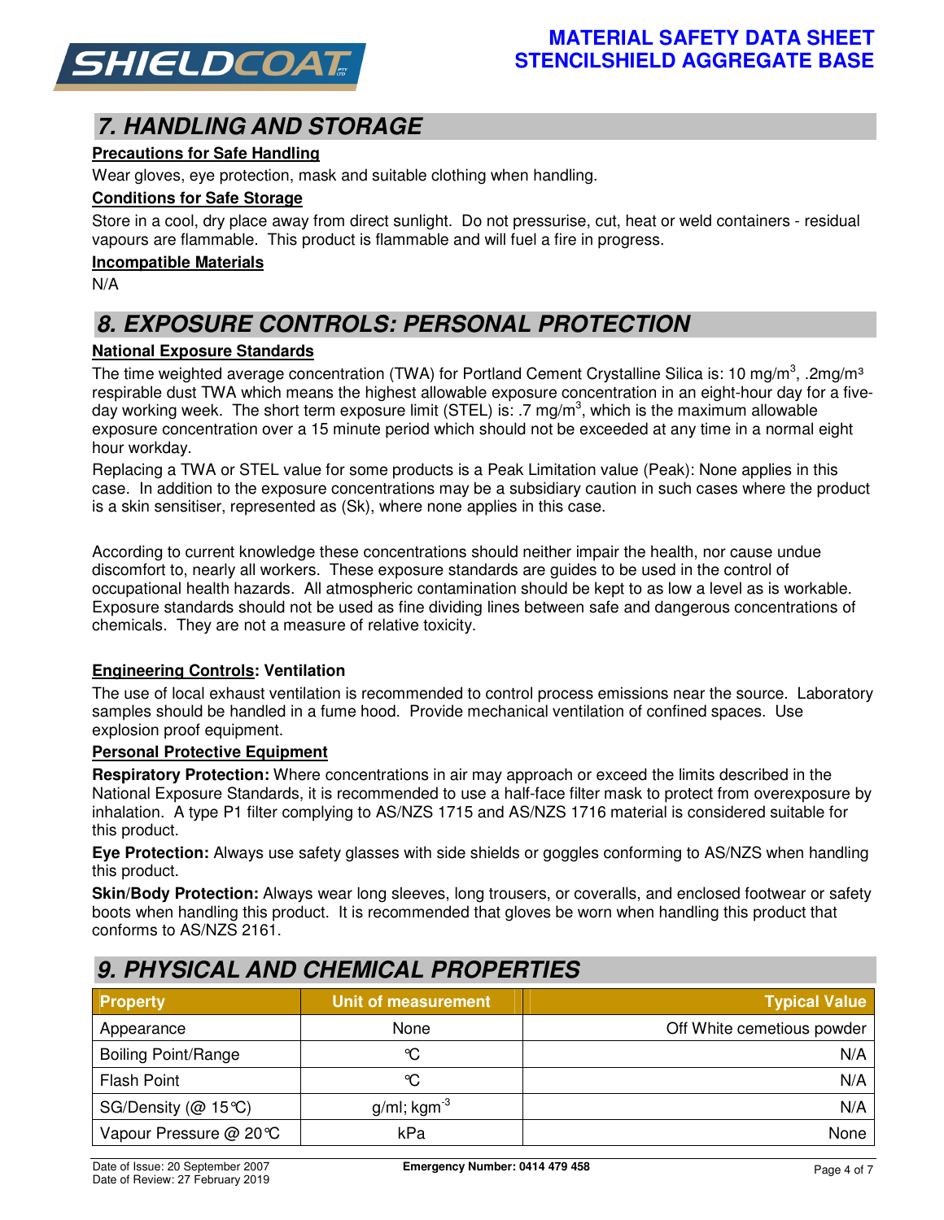## 7. HANDLING AND STORAGE

**Precautions for Safe Handling**

Wear gloves, eye protection, mask and suitable clothing when handling.

**Conditions for Safe Storage**

Store in a cool, dry place away from direct sunlight. Do not pressurise, cut, heat or weld containers - residual vapours are flammable. This product is flammable and will fuel a fire in progress.

**Incompatible Materials**

N/A

## 8. EXPOSURE CONTROLS: PERSONAL PROTECTION

**National Exposure Standards**

The time weighted average concentration (TWA) for Portland Cement Crystalline Silica is: 10 mg/m$^3$, .2mg/m$^3$ respirable dust TWA which means the highest allowable exposure concentration in an eight-hour day for a five-day working week. The short term exposure limit (STEL) is: .7 mg/m$^3$, which is the maximum allowable exposure concentration over a 15 minute period which should not be exceeded at any time in a normal eight hour workday.

Replacing a TWA or STEL value for some products is a Peak Limitation value (Peak): None applies in this case. In addition to the exposure concentrations may be a subsidiary caution in such cases where the product is a skin sensitiser, represented as (Sk), where none applies in this case.

According to current knowledge these concentrations should neither impair the health, nor cause undue discomfort to, nearly all workers. These exposure standards are guides to be used in the control of occupational health hazards. All atmospheric contamination should be kept to as low a level as is workable. Exposure standards should not be used as fine dividing lines between safe and dangerous concentrations of chemicals. They are not a measure of relative toxicity.

**Engineering Controls: Ventilation**

The use of local exhaust ventilation is recommended to control process emissions near the source. Laboratory samples should be handled in a fume hood. Provide mechanical ventilation of confined spaces. Use explosion proof equipment.

**Personal Protective Equipment**

**Respiratory Protection:** Where concentrations in air may approach or exceed the limits described in the National Exposure Standards, it is recommended to use a half-face filter mask to protect from overexposure by inhalation. A type P1 filter complying to AS/NZS 1715 and AS/NZS 1716 material is considered suitable for this product.

**Eye Protection:** Always use safety glasses with side shields or goggles conforming to AS/NZS when handling this product.

**Skin/Body Protection:** Always wear long sleeves, long trousers, or coveralls, and enclosed footwear or safety boots when handling this product. It is recommended that gloves be worn when handling this product that conforms to AS/NZS 2161.

## 9. PHYSICAL AND CHEMICAL PROPERTIES

| Property | Unit of measurement | Typical Value |
|---|---|---|
| Appearance | None | Off White cemetious powder |
| Boiling Point/Range | ℃ | N/A |
| Flash Point | ℃ | N/A |
| SG/Density (@ 15℃) | g/ml; kgm$^{-3}$ | N/A |
| Vapour Pressure @ 20℃ | kPa | None |

Date of Issue: 20 September 2007
Date of Review: 27 February 2019

**Emergency Number: 0414 479 458**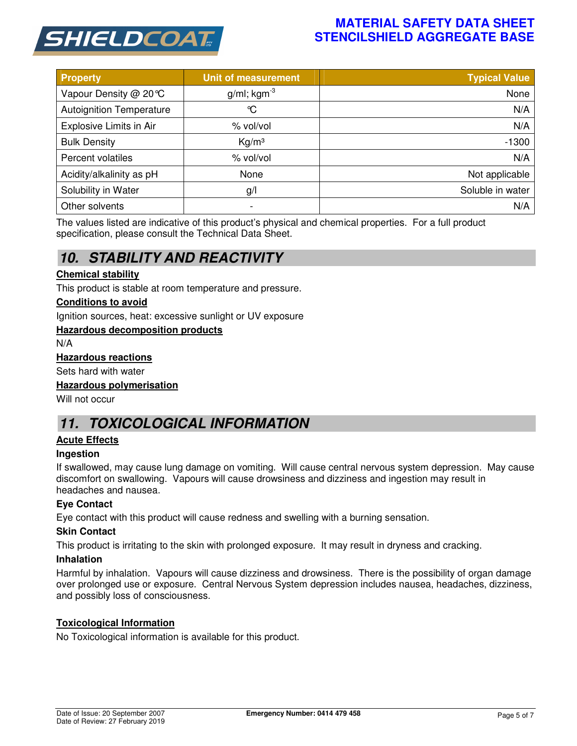| Property | Unit of measurement | Typical Value |
|---|---|---|
| Vapour Density @ 20℃ | g/ml; $kgm^{-3}$ | None |
| Autoignition Temperature | ℃ | N/A |
| Explosive Limits in Air | % vol/vol | N/A |
| Bulk Density | $Kg/m^3$ | -1300 |
| Percent volatiles | % vol/vol | N/A |
| Acidity/alkalinity as pH | None | Not applicable |
| Solubility in Water | g/l | Soluble in water |
| Other solvents | - | N/A |

The values listed are indicative of this product's physical and chemical properties. For a full product specification, please consult the Technical Data Sheet.

## 10. STABILITY AND REACTIVITY

**Chemical stability**

This product is stable at room temperature and pressure.

**Conditions to avoid**

Ignition sources, heat: excessive sunlight or UV exposure

**Hazardous decomposition products**

N/A

**Hazardous reactions**

Sets hard with water

**Hazardous polymerisation**

Will not occur

## 11. TOXICOLOGICAL INFORMATION

**Acute Effects**

### Ingestion

If swallowed, may cause lung damage on vomiting. Will cause central nervous system depression. May cause discomfort on swallowing. Vapours will cause drowsiness and dizziness and ingestion may result in headaches and nausea.

### Eye Contact

Eye contact with this product will cause redness and swelling with a burning sensation.

### Skin Contact

This product is irritating to the skin with prolonged exposure. It may result in dryness and cracking.

### Inhalation

Harmful by inhalation. Vapours will cause dizziness and drowsiness. There is the possibility of organ damage over prolonged use or exposure. Central Nervous System depression includes nausea, headaches, dizziness, and possibly loss of consciousness.

**Toxicological Information**

No Toxicological information is available for this product.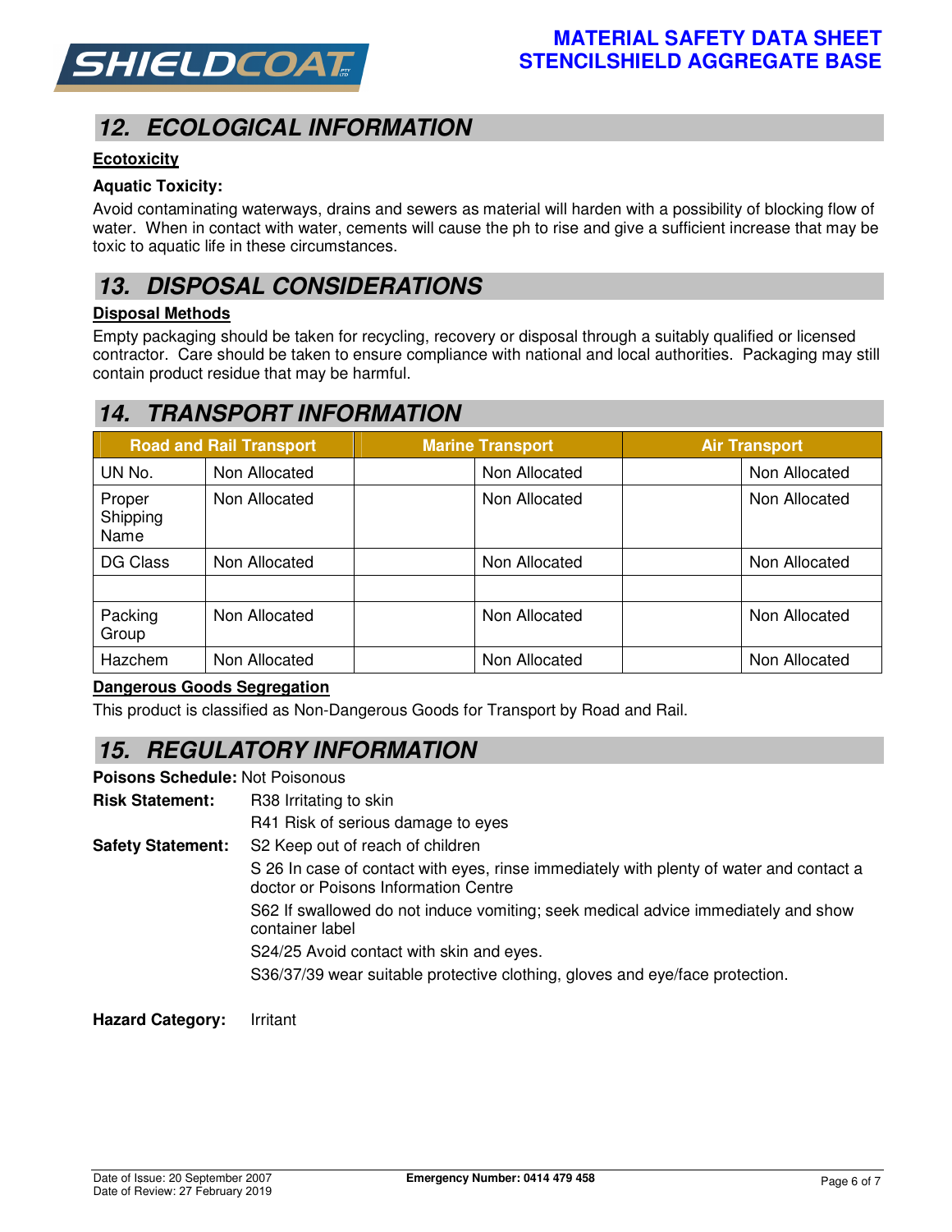## 12. ECOLOGICAL INFORMATION

**Ecotoxicity**

**Aquatic Toxicity:**

Avoid contaminating waterways, drains and sewers as material will harden with a possibility of blocking flow of water. When in contact with water, cements will cause the ph to rise and give a sufficient increase that may be toxic to aquatic life in these circumstances.

## 13. DISPOSAL CONSIDERATIONS

**Disposal Methods**

Empty packaging should be taken for recycling, recovery or disposal through a suitably qualified or licensed contractor. Care should be taken to ensure compliance with national and local authorities. Packaging may still contain product residue that may be harmful.

## 14. TRANSPORT INFORMATION

| Road and Rail Transport | | Marine Transport | | Air Transport | |
|---|---|---|---|---|---|
| UN No. | Non Allocated | | Non Allocated | | Non Allocated |
| Proper Shipping Name | Non Allocated | | Non Allocated | | Non Allocated |
| DG Class | Non Allocated | | Non Allocated | | Non Allocated |
| | | | | | |
| Packing Group | Non Allocated | | Non Allocated | | Non Allocated |
| Hazchem | Non Allocated | | Non Allocated | | Non Allocated |

**Dangerous Goods Segregation**

This product is classified as Non-Dangerous Goods for Transport by Road and Rail.

## 15. REGULATORY INFORMATION

**Poisons Schedule:** Not Poisonous

**Risk Statement:**
R38 Irritating to skin
R41 Risk of serious damage to eyes

**Safety Statement:**
S2 Keep out of reach of children
S 26 In case of contact with eyes, rinse immediately with plenty of water and contact a doctor or Poisons Information Centre
S62 If swallowed do not induce vomiting; seek medical advice immediately and show container label
S24/25 Avoid contact with skin and eyes.
S36/37/39 wear suitable protective clothing, gloves and eye/face protection.

**Hazard Category:** Irritant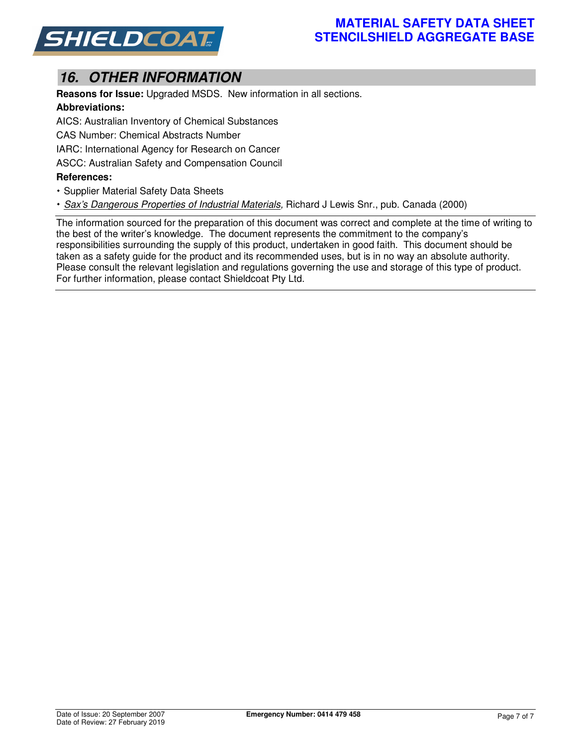## 16. OTHER INFORMATION

**Reasons for Issue:** Upgraded MSDS. New information in all sections.

**Abbreviations:**

AICS: Australian Inventory of Chemical Substances

CAS Number: Chemical Abstracts Number

IARC: International Agency for Research on Cancer

ASCC: Australian Safety and Compensation Council

**References:**

- Supplier Material Safety Data Sheets
- *Sax's Dangerous Properties of Industrial Materials,* Richard J Lewis Snr., pub. Canada (2000)

The information sourced for the preparation of this document was correct and complete at the time of writing to the best of the writer's knowledge. The document represents the commitment to the company's responsibilities surrounding the supply of this product, undertaken in good faith. This document should be taken as a safety guide for the product and its recommended uses, but is in no way an absolute authority. Please consult the relevant legislation and regulations governing the use and storage of this type of product. For further information, please contact Shieldcoat Pty Ltd.